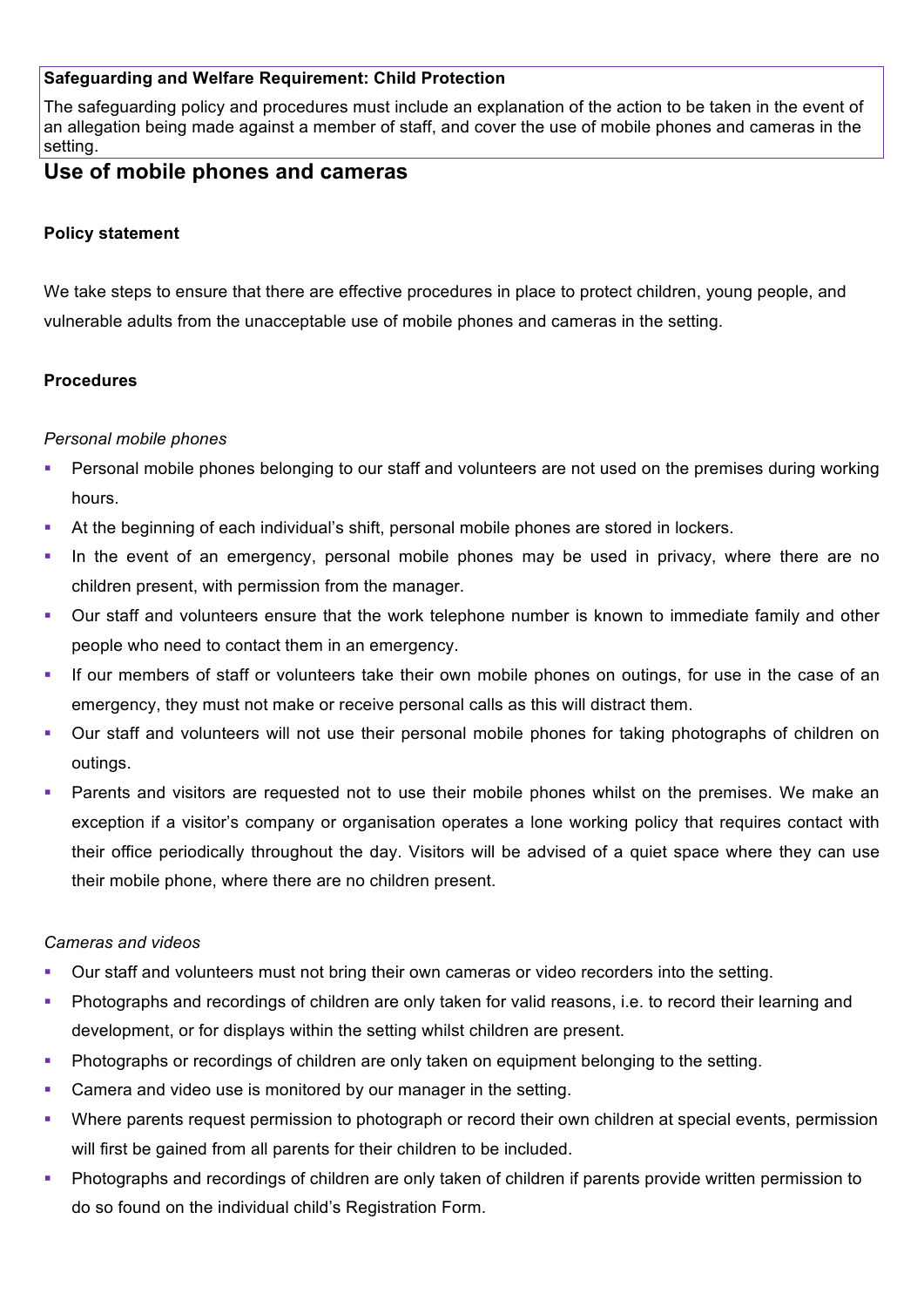**Safeguarding and Welfare Requirement: Child Protection**

The safeguarding policy and procedures must include an explanation of the action to be taken in the event of an allegation being made against a member of staff, and cover the use of mobile phones and cameras in the setting.

## Use of mobile phones and cameras

**Policy statement**

We take steps to ensure that there are effective procedures in place to protect children, young people, and vulnerable adults from the unacceptable use of mobile phones and cameras in the setting.

**Procedures**

*Personal mobile phones*

- Personal mobile phones belonging to our staff and volunteers are not used on the premises during working hours.
- At the beginning of each individual's shift, personal mobile phones are stored in lockers.
- In the event of an emergency, personal mobile phones may be used in privacy, where there are no children present, with permission from the manager.
- Our staff and volunteers ensure that the work telephone number is known to immediate family and other people who need to contact them in an emergency.
- If our members of staff or volunteers take their own mobile phones on outings, for use in the case of an emergency, they must not make or receive personal calls as this will distract them.
- Our staff and volunteers will not use their personal mobile phones for taking photographs of children on outings.
- Parents and visitors are requested not to use their mobile phones whilst on the premises. We make an exception if a visitor's company or organisation operates a lone working policy that requires contact with their office periodically throughout the day. Visitors will be advised of a quiet space where they can use their mobile phone, where there are no children present.

*Cameras and videos*

- Our staff and volunteers must not bring their own cameras or video recorders into the setting.
- Photographs and recordings of children are only taken for valid reasons, i.e. to record their learning and development, or for displays within the setting whilst children are present.
- Photographs or recordings of children are only taken on equipment belonging to the setting.
- Camera and video use is monitored by our manager in the setting.
- Where parents request permission to photograph or record their own children at special events, permission will first be gained from all parents for their children to be included.
- Photographs and recordings of children are only taken of children if parents provide written permission to do so found on the individual child's Registration Form.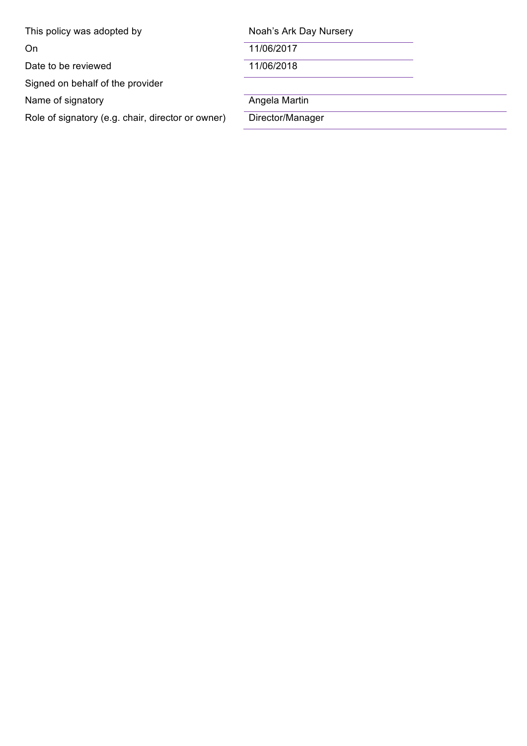| | |
|---|---|
| This policy was adopted by | Noah's Ark Day Nursery |
| On | 11/06/2017 |
| Date to be reviewed | 11/06/2018 |
| Signed on behalf of the provider | |
| Name of signatory | Angela Martin |
| Role of signatory (e.g. chair, director or owner) | Director/Manager |